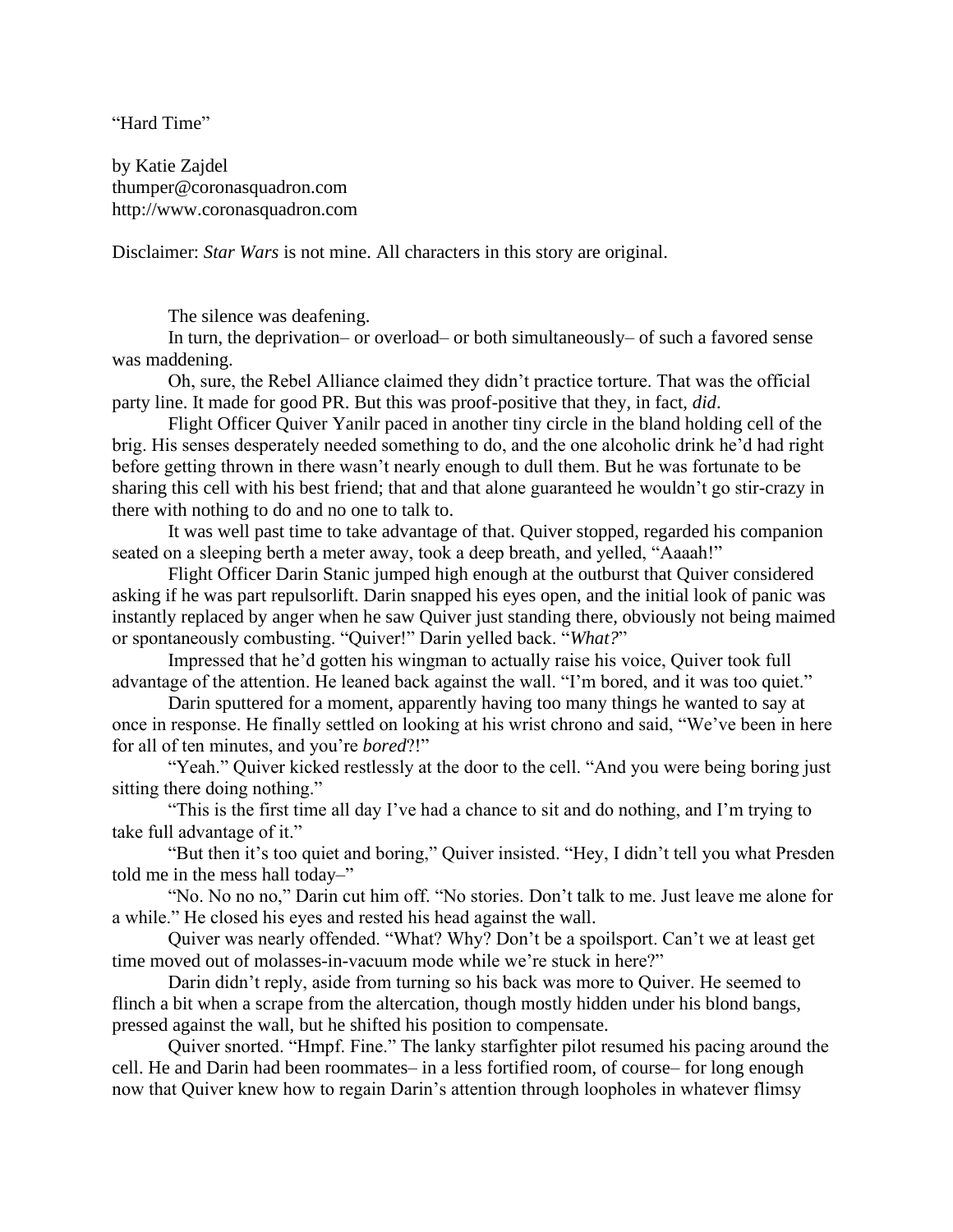"Hard Time"

by Katie Zajdel
thumper@coronasquadron.com
http://www.coronasquadron.com

Disclaimer: *Star Wars* is not mine. All characters in this story are original.

The silence was deafening.

In turn, the deprivation– or overload– or both simultaneously– of such a favored sense was maddening.

Oh, sure, the Rebel Alliance claimed they didn't practice torture. That was the official party line. It made for good PR. But this was proof-positive that they, in fact, *did*.

Flight Officer Quiver Yanilr paced in another tiny circle in the bland holding cell of the brig. His senses desperately needed something to do, and the one alcoholic drink he'd had right before getting thrown in there wasn't nearly enough to dull them. But he was fortunate to be sharing this cell with his best friend; that and that alone guaranteed he wouldn't go stir-crazy in there with nothing to do and no one to talk to.

It was well past time to take advantage of that. Quiver stopped, regarded his companion seated on a sleeping berth a meter away, took a deep breath, and yelled, "Aaaah!"

Flight Officer Darin Stanic jumped high enough at the outburst that Quiver considered asking if he was part repulsorlift. Darin snapped his eyes open, and the initial look of panic was instantly replaced by anger when he saw Quiver just standing there, obviously not being maimed or spontaneously combusting. "Quiver!" Darin yelled back. "*What?*"

Impressed that he'd gotten his wingman to actually raise his voice, Quiver took full advantage of the attention. He leaned back against the wall. "I'm bored, and it was too quiet."

Darin sputtered for a moment, apparently having too many things he wanted to say at once in response. He finally settled on looking at his wrist chrono and said, "We've been in here for all of ten minutes, and you're *bored*?!"

"Yeah." Quiver kicked restlessly at the door to the cell. "And you were being boring just sitting there doing nothing."

"This is the first time all day I've had a chance to sit and do nothing, and I'm trying to take full advantage of it."

"But then it's too quiet and boring," Quiver insisted. "Hey, I didn't tell you what Presden told me in the mess hall today–"

"No. No no no," Darin cut him off. "No stories. Don't talk to me. Just leave me alone for a while." He closed his eyes and rested his head against the wall.

Quiver was nearly offended. "What? Why? Don't be a spoilsport. Can't we at least get time moved out of molasses-in-vacuum mode while we're stuck in here?"

Darin didn't reply, aside from turning so his back was more to Quiver. He seemed to flinch a bit when a scrape from the altercation, though mostly hidden under his blond bangs, pressed against the wall, but he shifted his position to compensate.

Quiver snorted. "Hmpf. Fine." The lanky starfighter pilot resumed his pacing around the cell. He and Darin had been roommates– in a less fortified room, of course– for long enough now that Quiver knew how to regain Darin's attention through loopholes in whatever flimsy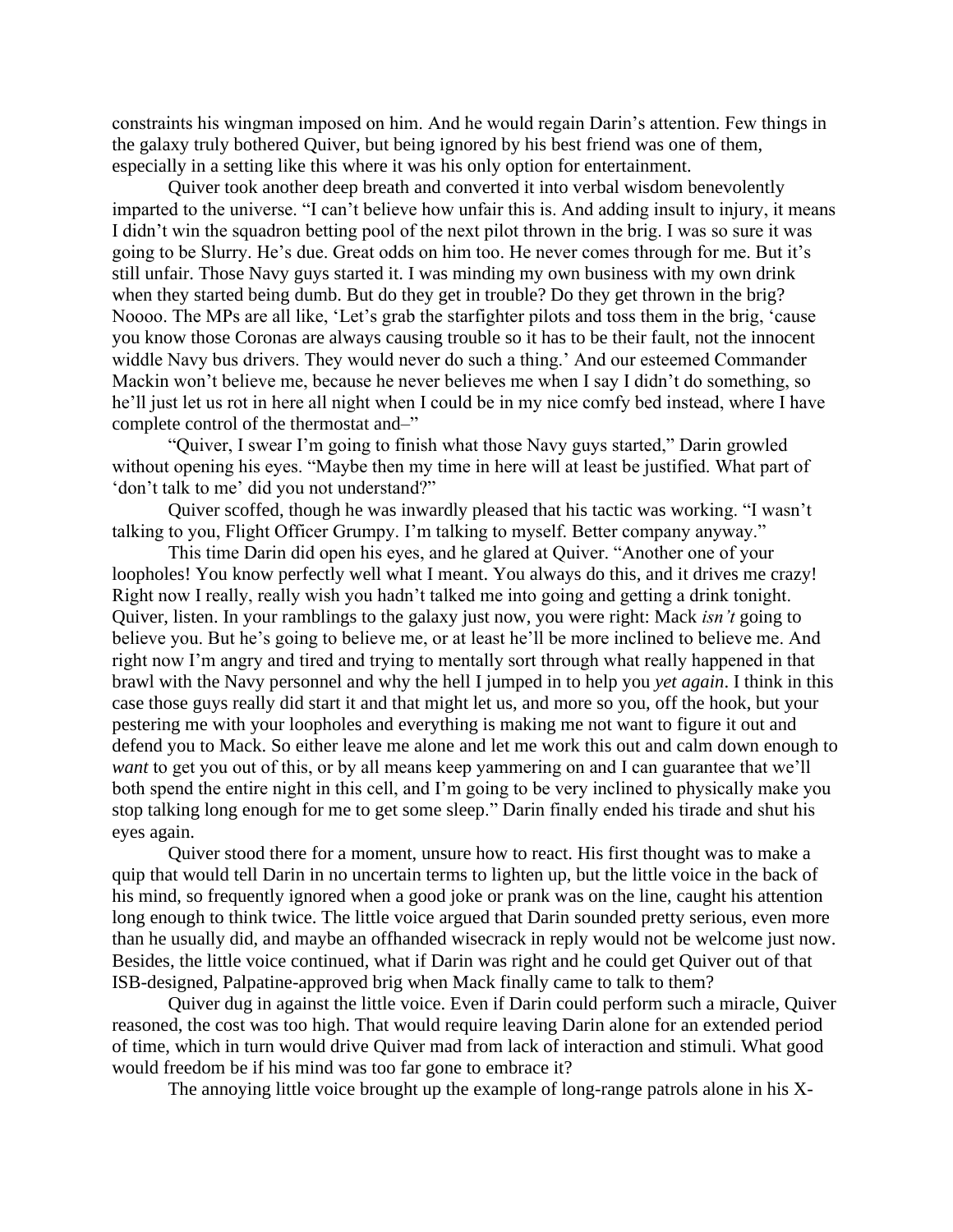constraints his wingman imposed on him. And he would regain Darin's attention. Few things in the galaxy truly bothered Quiver, but being ignored by his best friend was one of them, especially in a setting like this where it was his only option for entertainment.

Quiver took another deep breath and converted it into verbal wisdom benevolently imparted to the universe. "I can't believe how unfair this is. And adding insult to injury, it means I didn't win the squadron betting pool of the next pilot thrown in the brig. I was so sure it was going to be Slurry. He's due. Great odds on him too. He never comes through for me. But it's still unfair. Those Navy guys started it. I was minding my own business with my own drink when they started being dumb. But do they get in trouble? Do they get thrown in the brig? Noooo. The MPs are all like, 'Let's grab the starfighter pilots and toss them in the brig, 'cause you know those Coronas are always causing trouble so it has to be their fault, not the innocent widdle Navy bus drivers. They would never do such a thing.' And our esteemed Commander Mackin won't believe me, because he never believes me when I say I didn't do something, so he'll just let us rot in here all night when I could be in my nice comfy bed instead, where I have complete control of the thermostat and–"

"Quiver, I swear I'm going to finish what those Navy guys started," Darin growled without opening his eyes. "Maybe then my time in here will at least be justified. What part of 'don't talk to me' did you not understand?"

Quiver scoffed, though he was inwardly pleased that his tactic was working. "I wasn't talking to you, Flight Officer Grumpy. I'm talking to myself. Better company anyway."

This time Darin did open his eyes, and he glared at Quiver. "Another one of your loopholes! You know perfectly well what I meant. You always do this, and it drives me crazy! Right now I really, really wish you hadn't talked me into going and getting a drink tonight. Quiver, listen. In your ramblings to the galaxy just now, you were right: Mack *isn't* going to believe you. But he's going to believe me, or at least he'll be more inclined to believe me. And right now I'm angry and tired and trying to mentally sort through what really happened in that brawl with the Navy personnel and why the hell I jumped in to help you *yet again*. I think in this case those guys really did start it and that might let us, and more so you, off the hook, but your pestering me with your loopholes and everything is making me not want to figure it out and defend you to Mack. So either leave me alone and let me work this out and calm down enough to *want* to get you out of this, or by all means keep yammering on and I can guarantee that we'll both spend the entire night in this cell, and I'm going to be very inclined to physically make you stop talking long enough for me to get some sleep." Darin finally ended his tirade and shut his eyes again.

Quiver stood there for a moment, unsure how to react. His first thought was to make a quip that would tell Darin in no uncertain terms to lighten up, but the little voice in the back of his mind, so frequently ignored when a good joke or prank was on the line, caught his attention long enough to think twice. The little voice argued that Darin sounded pretty serious, even more than he usually did, and maybe an offhanded wisecrack in reply would not be welcome just now. Besides, the little voice continued, what if Darin was right and he could get Quiver out of that ISB-designed, Palpatine-approved brig when Mack finally came to talk to them?

Quiver dug in against the little voice. Even if Darin could perform such a miracle, Quiver reasoned, the cost was too high. That would require leaving Darin alone for an extended period of time, which in turn would drive Quiver mad from lack of interaction and stimuli. What good would freedom be if his mind was too far gone to embrace it?

The annoying little voice brought up the example of long-range patrols alone in his X-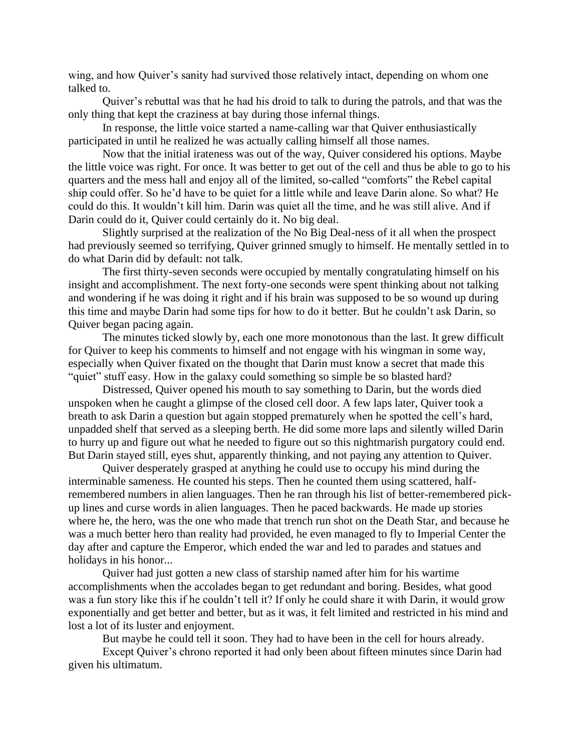wing, and how Quiver's sanity had survived those relatively intact, depending on whom one talked to.

Quiver's rebuttal was that he had his droid to talk to during the patrols, and that was the only thing that kept the craziness at bay during those infernal things.

In response, the little voice started a name-calling war that Quiver enthusiastically participated in until he realized he was actually calling himself all those names.

Now that the initial irateness was out of the way, Quiver considered his options. Maybe the little voice was right. For once. It was better to get out of the cell and thus be able to go to his quarters and the mess hall and enjoy all of the limited, so-called "comforts" the Rebel capital ship could offer. So he'd have to be quiet for a little while and leave Darin alone. So what? He could do this. It wouldn't kill him. Darin was quiet all the time, and he was still alive. And if Darin could do it, Quiver could certainly do it. No big deal.

Slightly surprised at the realization of the No Big Deal-ness of it all when the prospect had previously seemed so terrifying, Quiver grinned smugly to himself. He mentally settled in to do what Darin did by default: not talk.

The first thirty-seven seconds were occupied by mentally congratulating himself on his insight and accomplishment. The next forty-one seconds were spent thinking about not talking and wondering if he was doing it right and if his brain was supposed to be so wound up during this time and maybe Darin had some tips for how to do it better. But he couldn't ask Darin, so Quiver began pacing again.

The minutes ticked slowly by, each one more monotonous than the last. It grew difficult for Quiver to keep his comments to himself and not engage with his wingman in some way, especially when Quiver fixated on the thought that Darin must know a secret that made this "quiet" stuff easy. How in the galaxy could something so simple be so blasted hard?

Distressed, Quiver opened his mouth to say something to Darin, but the words died unspoken when he caught a glimpse of the closed cell door. A few laps later, Quiver took a breath to ask Darin a question but again stopped prematurely when he spotted the cell's hard, unpadded shelf that served as a sleeping berth. He did some more laps and silently willed Darin to hurry up and figure out what he needed to figure out so this nightmarish purgatory could end. But Darin stayed still, eyes shut, apparently thinking, and not paying any attention to Quiver.

Quiver desperately grasped at anything he could use to occupy his mind during the interminable sameness. He counted his steps. Then he counted them using scattered, half-remembered numbers in alien languages. Then he ran through his list of better-remembered pick-up lines and curse words in alien languages. Then he paced backwards. He made up stories where he, the hero, was the one who made that trench run shot on the Death Star, and because he was a much better hero than reality had provided, he even managed to fly to Imperial Center the day after and capture the Emperor, which ended the war and led to parades and statues and holidays in his honor...

Quiver had just gotten a new class of starship named after him for his wartime accomplishments when the accolades began to get redundant and boring. Besides, what good was a fun story like this if he couldn't tell it? If only he could share it with Darin, it would grow exponentially and get better and better, but as it was, it felt limited and restricted in his mind and lost a lot of its luster and enjoyment.

But maybe he could tell it soon. They had to have been in the cell for hours already.

Except Quiver's chrono reported it had only been about fifteen minutes since Darin had given his ultimatum.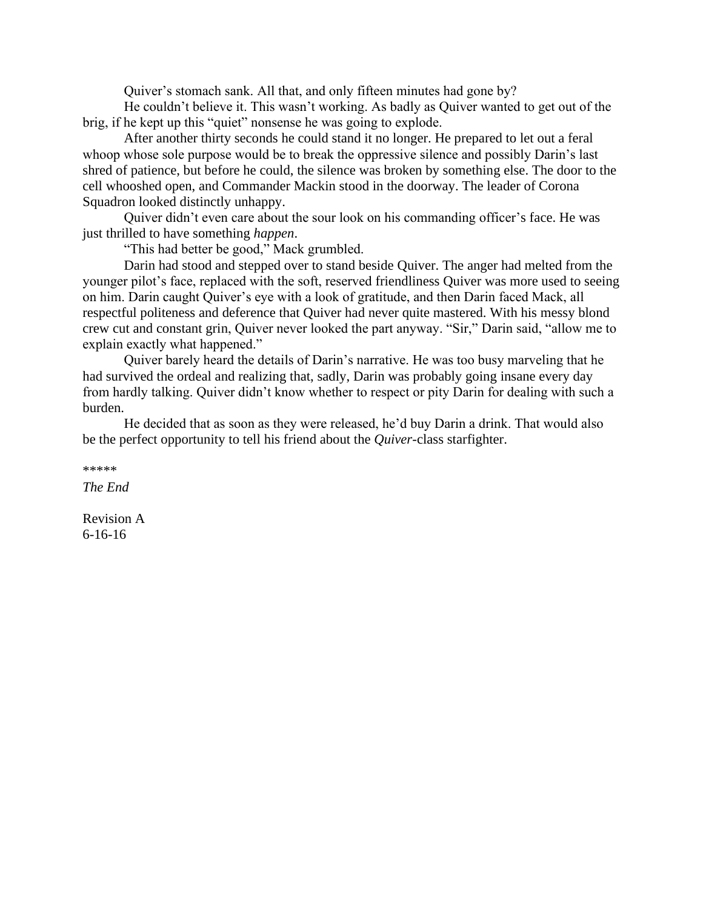Quiver's stomach sank. All that, and only fifteen minutes had gone by?

He couldn't believe it. This wasn't working. As badly as Quiver wanted to get out of the brig, if he kept up this "quiet" nonsense he was going to explode.

After another thirty seconds he could stand it no longer. He prepared to let out a feral whoop whose sole purpose would be to break the oppressive silence and possibly Darin's last shred of patience, but before he could, the silence was broken by something else. The door to the cell whooshed open, and Commander Mackin stood in the doorway. The leader of Corona Squadron looked distinctly unhappy.

Quiver didn't even care about the sour look on his commanding officer's face. He was just thrilled to have something *happen*.

"This had better be good," Mack grumbled.

Darin had stood and stepped over to stand beside Quiver. The anger had melted from the younger pilot's face, replaced with the soft, reserved friendliness Quiver was more used to seeing on him. Darin caught Quiver's eye with a look of gratitude, and then Darin faced Mack, all respectful politeness and deference that Quiver had never quite mastered. With his messy blond crew cut and constant grin, Quiver never looked the part anyway. "Sir," Darin said, "allow me to explain exactly what happened."

Quiver barely heard the details of Darin's narrative. He was too busy marveling that he had survived the ordeal and realizing that, sadly, Darin was probably going insane every day from hardly talking. Quiver didn't know whether to respect or pity Darin for dealing with such a burden.

He decided that as soon as they were released, he'd buy Darin a drink. That would also be the perfect opportunity to tell his friend about the *Quiver*-class starfighter.

*****

*The End*

Revision A
6-16-16